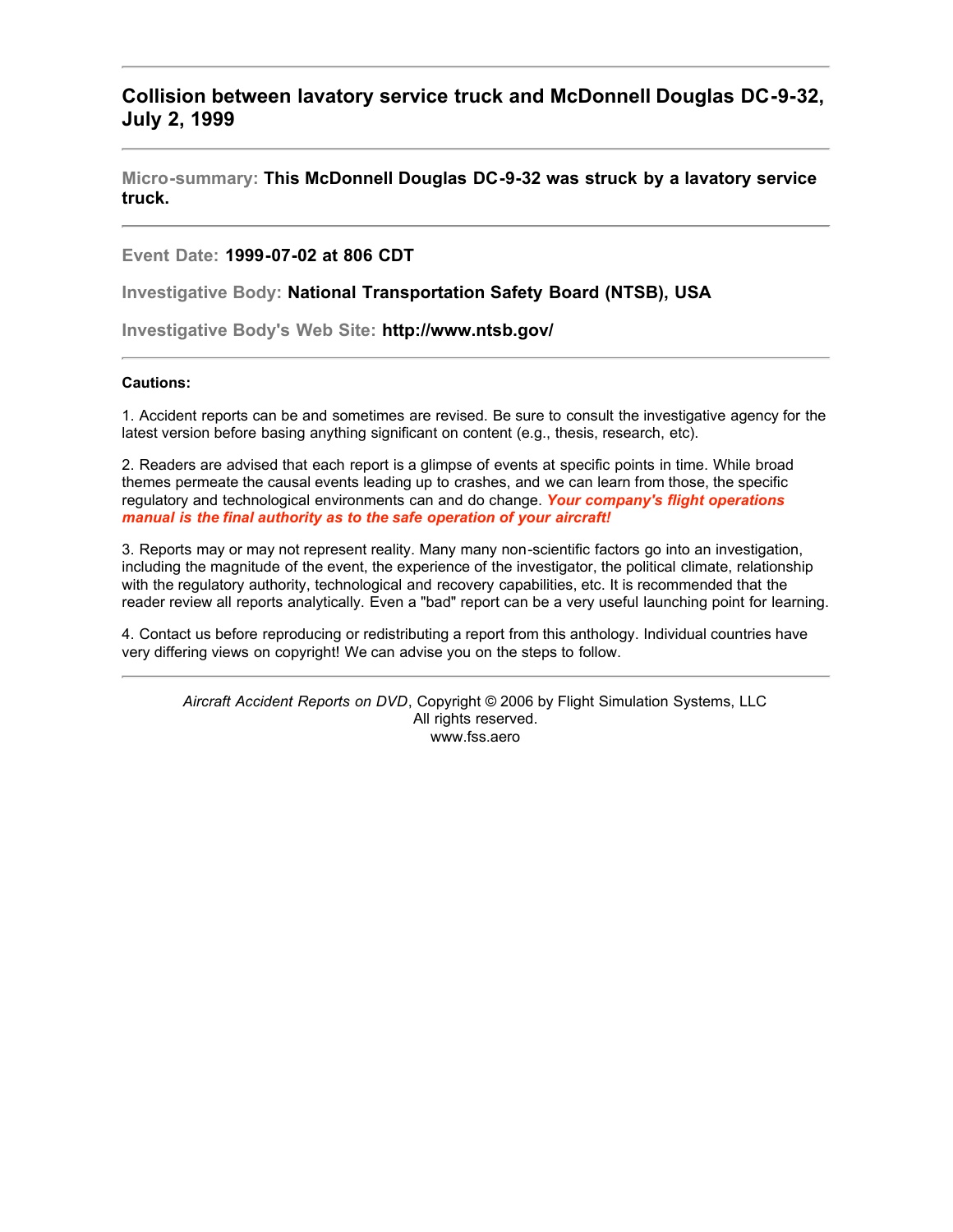## Collision between lavatory service truck and McDonnell Douglas DC-9-32, July 2, 1999

---

**Micro-summary: This McDonnell Douglas DC-9-32 was struck by a lavatory service truck.**

---

**Event Date: 1999-07-02 at 806 CDT**

**Investigative Body: National Transportation Safety Board (NTSB), USA**

**Investigative Body's Web Site: http://www.ntsb.gov/**

---

**Cautions:**

1. Accident reports can be and sometimes are revised. Be sure to consult the investigative agency for the latest version before basing anything significant on content (e.g., thesis, research, etc).

2. Readers are advised that each report is a glimpse of events at specific points in time. While broad themes permeate the causal events leading up to crashes, and we can learn from those, the specific regulatory and technological environments can and do change. ***Your company's flight operations manual is the final authority as to the safe operation of your aircraft!***

3. Reports may or may not represent reality. Many many non-scientific factors go into an investigation, including the magnitude of the event, the experience of the investigator, the political climate, relationship with the regulatory authority, technological and recovery capabilities, etc. It is recommended that the reader review all reports analytically. Even a "bad" report can be a very useful launching point for learning.

4. Contact us before reproducing or redistributing a report from this anthology. Individual countries have very differing views on copyright! We can advise you on the steps to follow.

---

*Aircraft Accident Reports on DVD*, Copyright © 2006 by Flight Simulation Systems, LLC
All rights reserved.
www.fss.aero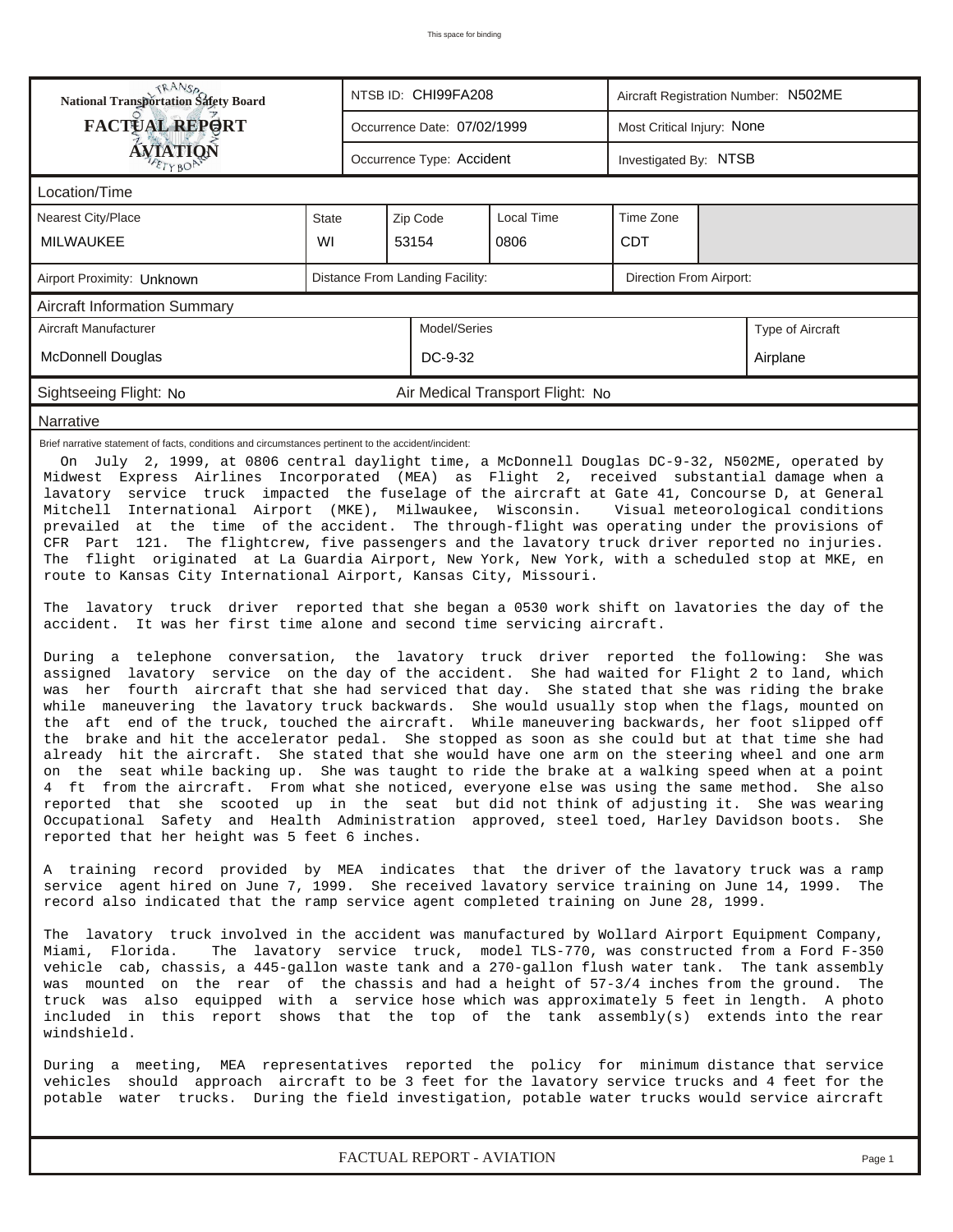This space for binding

| National Transportation Safety Board FACTUAL REPORT AVIATION | NTSB ID: CHI99FA208 | Aircraft Registration Number: N502ME |
|---|---|---|
| | Occurrence Date: 07/02/1999 | Most Critical Injury: None |
| | Occurrence Type: Accident | Investigated By: NTSB |

## Location/Time

| Nearest City/Place | State | Zip Code | Local Time | Time Zone |
|---|---|---|---|---|
| MILWAUKEE | WI | 53154 | 0806 | CDT |

| Airport Proximity: Unknown | Distance From Landing Facility: | Direction From Airport: |
|---|---|---|

## Aircraft Information Summary

| Aircraft Manufacturer | Model/Series | Type of Aircraft |
|---|---|---|
| McDonnell Douglas | DC-9-32 | Airplane |

Sightseeing Flight: No    Air Medical Transport Flight: No

## Narrative

Brief narrative statement of facts, conditions and circumstances pertinent to the accident/incident:

On July 2, 1999, at 0806 central daylight time, a McDonnell Douglas DC-9-32, N502ME, operated by Midwest Express Airlines Incorporated (MEA) as Flight 2, received substantial damage when a lavatory service truck impacted the fuselage of the aircraft at Gate 41, Concourse D, at General Mitchell International Airport (MKE), Milwaukee, Wisconsin. Visual meteorological conditions prevailed at the time of the accident. The through-flight was operating under the provisions of CFR Part 121. The flightcrew, five passengers and the lavatory truck driver reported no injuries. The flight originated at La Guardia Airport, New York, New York, with a scheduled stop at MKE, en route to Kansas City International Airport, Kansas City, Missouri.

The lavatory truck driver reported that she began a 0530 work shift on lavatories the day of the accident. It was her first time alone and second time servicing aircraft.

During a telephone conversation, the lavatory truck driver reported the following: She was assigned lavatory service on the day of the accident. She had waited for Flight 2 to land, which was her fourth aircraft that she had serviced that day. She stated that she was riding the brake while maneuvering the lavatory truck backwards. She would usually stop when the flags, mounted on the aft end of the truck, touched the aircraft. While maneuvering backwards, her foot slipped off the brake and hit the accelerator pedal. She stopped as soon as she could but at that time she had already hit the aircraft. She stated that she would have one arm on the steering wheel and one arm on the seat while backing up. She was taught to ride the brake at a walking speed when at a point 4 ft from the aircraft. From what she noticed, everyone else was using the same method. She also reported that she scooted up in the seat but did not think of adjusting it. She was wearing Occupational Safety and Health Administration approved, steel toed, Harley Davidson boots. She reported that her height was 5 feet 6 inches.

A training record provided by MEA indicates that the driver of the lavatory truck was a ramp service agent hired on June 7, 1999. She received lavatory service training on June 14, 1999. The record also indicated that the ramp service agent completed training on June 28, 1999.

The lavatory truck involved in the accident was manufactured by Wollard Airport Equipment Company, Miami, Florida. The lavatory service truck, model TLS-770, was constructed from a Ford F-350 vehicle cab, chassis, a 445-gallon waste tank and a 270-gallon flush water tank. The tank assembly was mounted on the rear of the chassis and had a height of 57-3/4 inches from the ground. The truck was also equipped with a service hose which was approximately 5 feet in length. A photo included in this report shows that the top of the tank assembly(s) extends into the rear windshield.

During a meeting, MEA representatives reported the policy for minimum distance that service vehicles should approach aircraft to be 3 feet for the lavatory service trucks and 4 feet for the potable water trucks. During the field investigation, potable water trucks would service aircraft

FACTUAL REPORT - AVIATION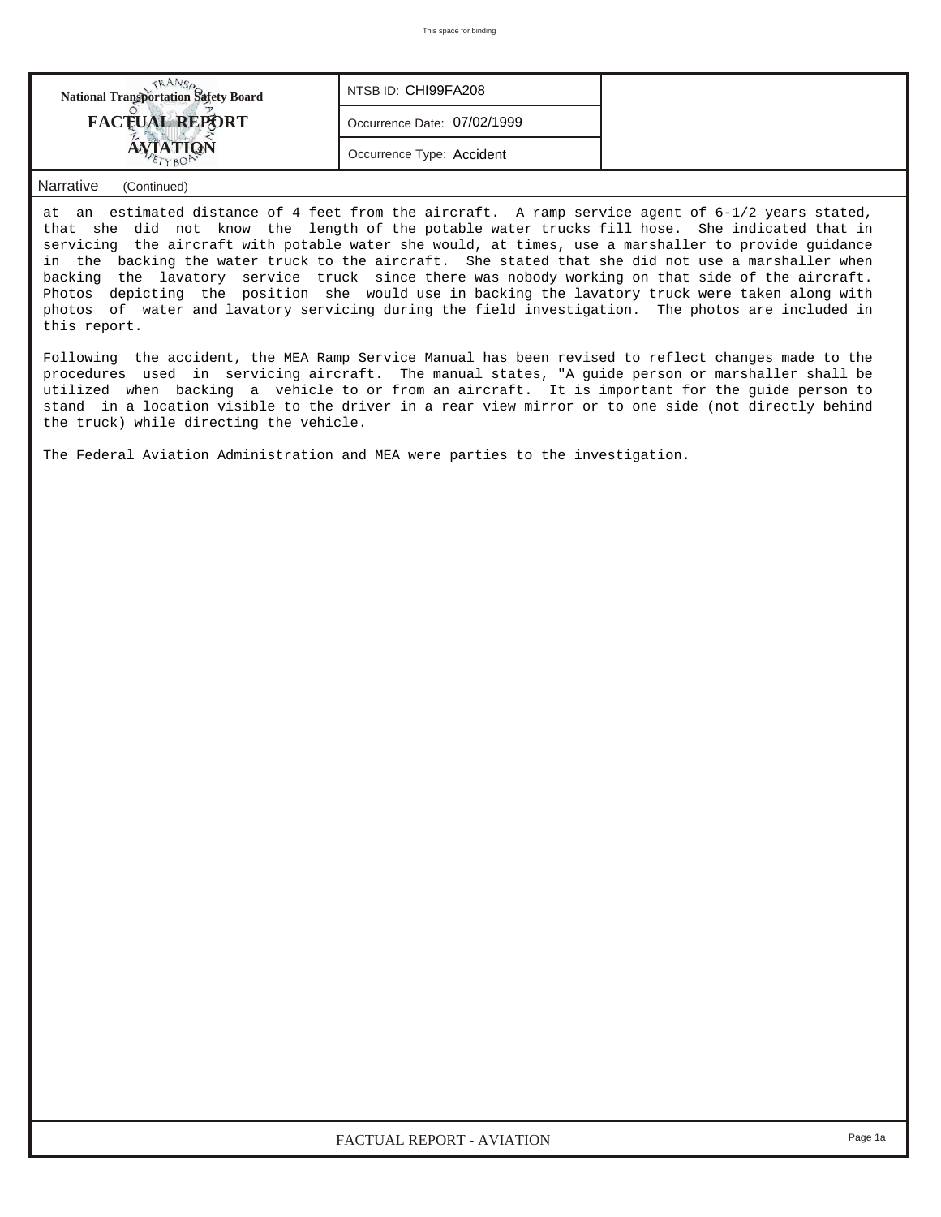| National Transportation Safety Board FACTUAL REPORT AVIATION | NTSB ID: CHI99FA208 |
|---|---|
| | Occurrence Date: 07/02/1999 |
| | Occurrence Type: Accident |

## Narrative (Continued)

at an estimated distance of 4 feet from the aircraft. A ramp service agent of 6-1/2 years stated, that she did not know the length of the potable water trucks fill hose. She indicated that in servicing the aircraft with potable water she would, at times, use a marshaller to provide guidance in the backing the water truck to the aircraft. She stated that she did not use a marshaller when backing the lavatory service truck since there was nobody working on that side of the aircraft. Photos depicting the position she would use in backing the lavatory truck were taken along with photos of water and lavatory servicing during the field investigation. The photos are included in this report.

Following the accident, the MEA Ramp Service Manual has been revised to reflect changes made to the procedures used in servicing aircraft. The manual states, "A guide person or marshaller shall be utilized when backing a vehicle to or from an aircraft. It is important for the guide person to stand in a location visible to the driver in a rear view mirror or to one side (not directly behind the truck) while directing the vehicle.

The Federal Aviation Administration and MEA were parties to the investigation.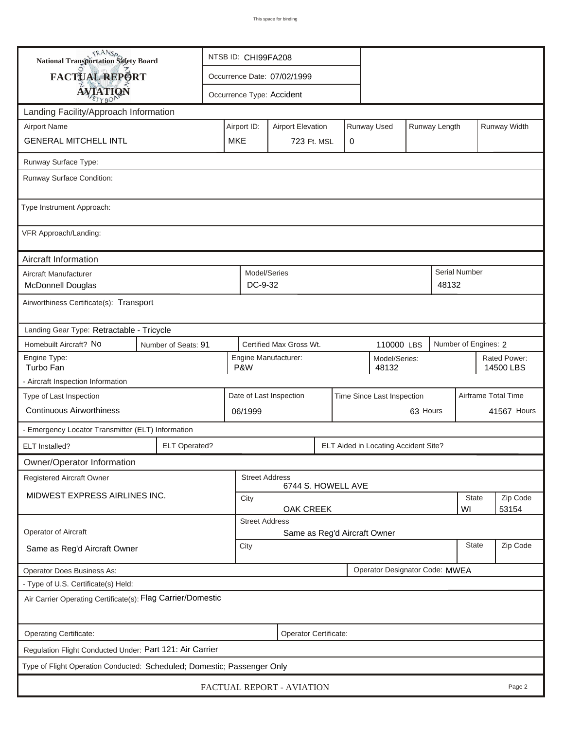# National Transportation Safety Board

## FACTUAL REPORT

## AVIATION

| | |
|---|---|
| NTSB ID: | CHI99FA208 |
| Occurrence Date: | 07/02/1999 |
| Occurrence Type: | Accident |

### Landing Facility/Approach Information

| Airport Name | Airport ID: | Airport Elevation | Runway Used | Runway Length | Runway Width |
|---|---|---|---|---|---|
| GENERAL MITCHELL INTL | MKE | 723 Ft. MSL | 0 | | |

Runway Surface Type:

Runway Surface Condition:

Type Instrument Approach:

VFR Approach/Landing:

### Aircraft Information

| Aircraft Manufacturer | Model/Series | Serial Number |
|---|---|---|
| McDonnell Douglas | DC-9-32 | 48132 |

Airworthiness Certificate(s): Transport

Landing Gear Type: Retractable - Tricycle

| Homebuilt Aircraft? | Number of Seats: | Certified Max Gross Wt. | Number of Engines: |
|---|---|---|---|
| No | 91 | 110000 LBS | 2 |

| Engine Type: | Engine Manufacturer: | Model/Series: | Rated Power: |
|---|---|---|---|
| Turbo Fan | P&W | 48132 | 14500 LBS |

- Aircraft Inspection Information

| Type of Last Inspection | Date of Last Inspection | Time Since Last Inspection | Airframe Total Time |
|---|---|---|---|
| Continuous Airworthiness | 06/1999 | 63 Hours | 41567 Hours |

- Emergency Locator Transmitter (ELT) Information

| ELT Installed? | ELT Operated? | ELT Aided in Locating Accident Site? |
|---|---|---|
| | | |

### Owner/Operator Information

| | | | | |
|---|---|---|---|---|
| Registered Aircraft Owner | Street Address | 6744 S. HOWELL AVE | | |
| MIDWEST EXPRESS AIRLINES INC. | City | OAK CREEK | State: WI | Zip Code: 53154 |
| Operator of Aircraft | Street Address | Same as Reg'd Aircraft Owner | | |
| Same as Reg'd Aircraft Owner | City | | State | Zip Code |

Operator Does Business As:

Operator Designator Code: MWEA

- Type of U.S. Certificate(s) Held:

Air Carrier Operating Certificate(s): Flag Carrier/Domestic

Operating Certificate:

Operator Certificate:

Regulation Flight Conducted Under: Part 121: Air Carrier

Type of Flight Operation Conducted: Scheduled; Domestic; Passenger Only

FACTUAL REPORT - AVIATION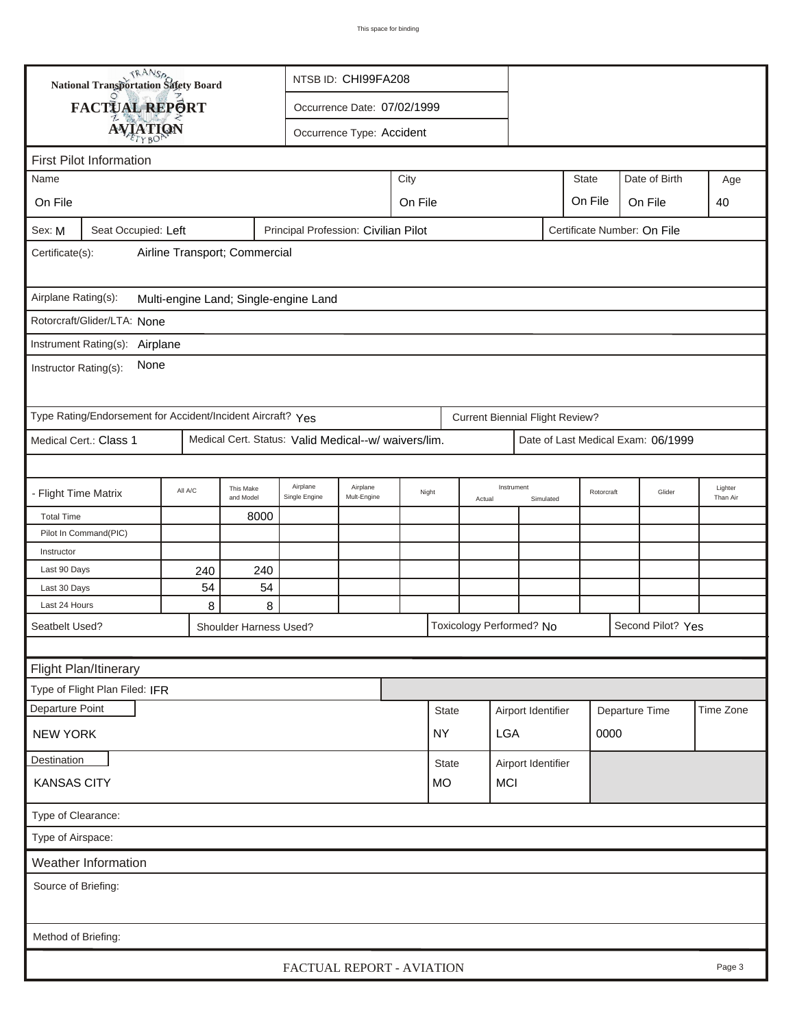# National Transportation Safety Board

## FACTUAL REPORT

## AVIATION

NTSB ID: CHI99FA208

Occurrence Date: 07/02/1999

Occurrence Type: Accident

### First Pilot Information

| Name | City | State | Date of Birth | Age |
|---|---|---|---|---|
| On File | On File | On File | On File | 40 |

Sex: M | Seat Occupied: Left | Principal Profession: Civilian Pilot | Certificate Number: On File

Certificate(s): Airline Transport; Commercial

Airplane Rating(s): Multi-engine Land; Single-engine Land

Rotorcraft/Glider/LTA: None

Instrument Rating(s): Airplane

Instructor Rating(s): None

Type Rating/Endorsement for Accident/Incident Aircraft? Yes | Current Biennial Flight Review?

Medical Cert.: Class 1 | Medical Cert. Status: Valid Medical--w/ waivers/lim. | Date of Last Medical Exam: 06/1999

| - Flight Time Matrix | All A/C | This Make and Model | Airplane Single Engine | Airplane Mult-Engine | Night | Instrument Actual | Instrument Simulated | Rotorcraft | Glider | Lighter Than Air |
|---|---|---|---|---|---|---|---|---|---|---|
| Total Time | | 8000 | | | | | | | | |
| Pilot In Command(PIC) | | | | | | | | | | |
| Instructor | | | | | | | | | | |
| Last 90 Days | 240 | 240 | | | | | | | | |
| Last 30 Days | 54 | 54 | | | | | | | | |
| Last 24 Hours | 8 | 8 | | | | | | | | |

Seatbelt Used? | Shoulder Harness Used? | Toxicology Performed? No | Second Pilot? Yes

### Flight Plan/Itinerary

Type of Flight Plan Filed: IFR

| Departure Point | State | Airport Identifier | Departure Time | Time Zone |
|---|---|---|---|---|
| NEW YORK | NY | LGA | 0000 | |

| Destination | State | Airport Identifier |
|---|---|---|
| KANSAS CITY | MO | MCI |

Type of Clearance:

Type of Airspace:

### Weather Information

Source of Briefing:

Method of Briefing: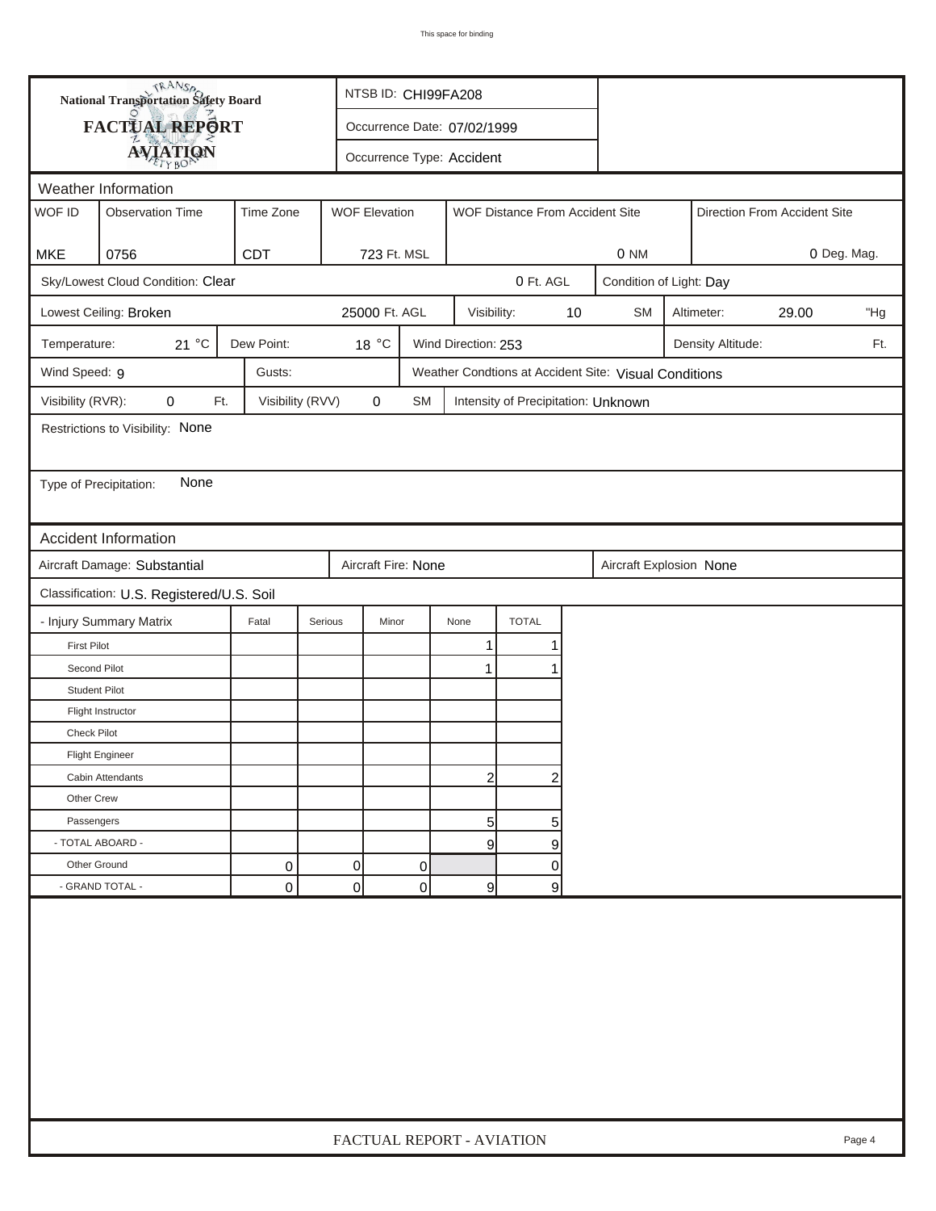# National Transportation Safety Board
## FACTUAL REPORT
## AVIATION

NTSB ID: CHI99FA208

Occurrence Date: 07/02/1999

Occurrence Type: Accident

## Weather Information

| WOF ID | Observation Time | Time Zone | WOF Elevation | WOF Distance From Accident Site | Direction From Accident Site |
|---|---|---|---|---|---|
| MKE | 0756 | CDT | 723 Ft. MSL | 0 NM | 0 Deg. Mag. |

Sky/Lowest Cloud Condition: Clear | 0 Ft. AGL | Condition of Light: Day

Lowest Ceiling: Broken | 25000 Ft. AGL | Visibility: 10 SM | Altimeter: 29.00 "Hg

Temperature: 21 °C | Dew Point: 18 °C | Wind Direction: 253 | Density Altitude: Ft.

Wind Speed: 9 | Gusts: | Weather Condtions at Accident Site: Visual Conditions

Visibility (RVR): 0 Ft. | Visibility (RVV) 0 SM | Intensity of Precipitation: Unknown

Restrictions to Visibility: None

Type of Precipitation: None

## Accident Information

Aircraft Damage: Substantial | Aircraft Fire: None | Aircraft Explosion None

Classification: U.S. Registered/U.S. Soil

| - Injury Summary Matrix | Fatal | Serious | Minor | None | TOTAL |
|---|---|---|---|---|---|
| First Pilot | | | | 1 | 1 |
| Second Pilot | | | | 1 | 1 |
| Student Pilot | | | | | |
| Flight Instructor | | | | | |
| Check Pilot | | | | | |
| Flight Engineer | | | | | |
| Cabin Attendants | | | | 2 | 2 |
| Other Crew | | | | | |
| Passengers | | | | 5 | 5 |
| - TOTAL ABOARD - | | | | 9 | 9 |
| Other Ground | 0 | 0 | 0 | | 0 |
| - GRAND TOTAL - | 0 | 0 | 0 | 9 | 9 |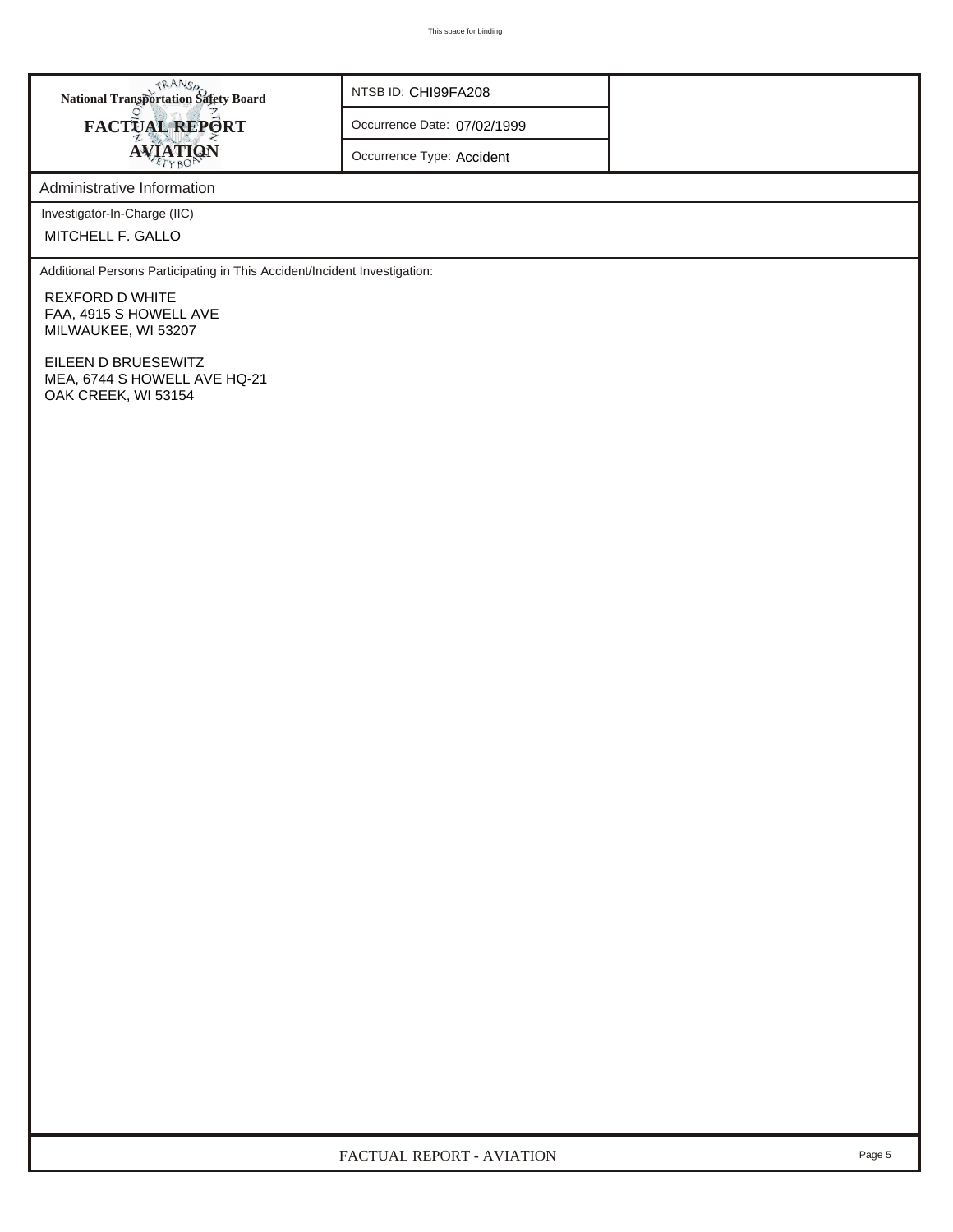National Transportation Safety Board

**FACTUAL REPORT**

**AVIATION**

| | |
|---|---|
| NTSB ID: CHI99FA208 | |
| Occurrence Date: 07/02/1999 | |
| Occurrence Type: Accident | |

## Administrative Information

Investigator-In-Charge (IIC)

MITCHELL F. GALLO

Additional Persons Participating in This Accident/Incident Investigation:

REXFORD D WHITE
FAA, 4915 S HOWELL AVE
MILWAUKEE, WI 53207

EILEEN D BRUESEWITZ
MEA, 6744 S HOWELL AVE HQ-21
OAK CREEK, WI 53154